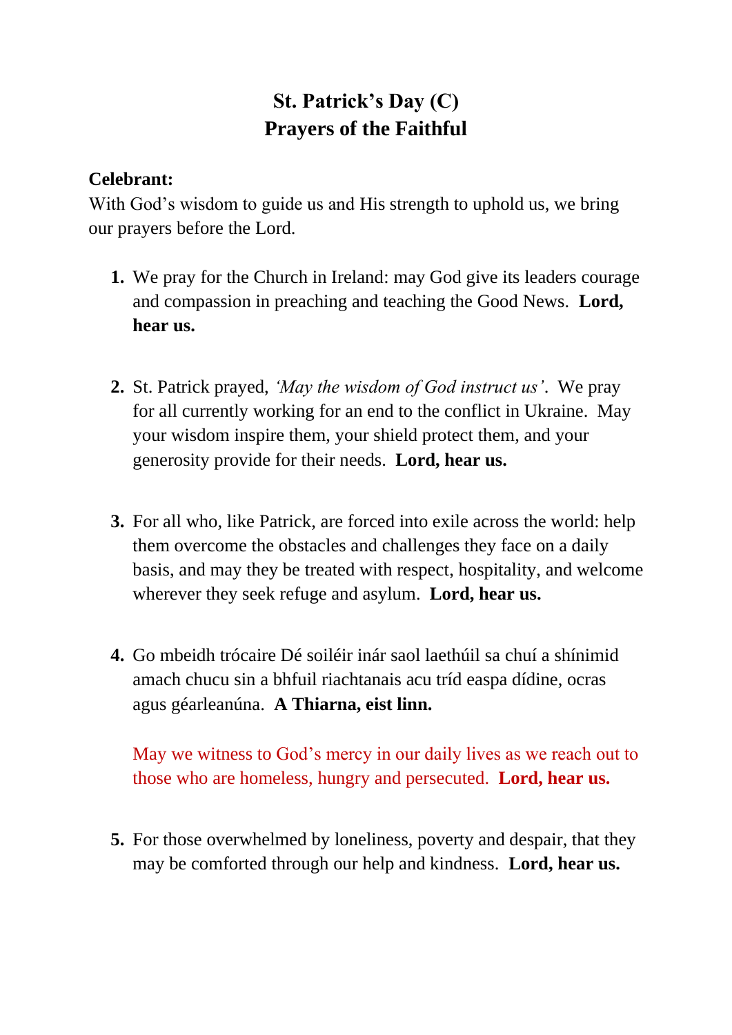# St. Patrick's Day (C)
# Prayers of the Faithful

**Celebrant:**
With God's wisdom to guide us and His strength to uphold us, we bring our prayers before the Lord.

1. We pray for the Church in Ireland: may God give its leaders courage and compassion in preaching and teaching the Good News. **Lord, hear us.**

2. St. Patrick prayed, *'May the wisdom of God instruct us'*. We pray for all currently working for an end to the conflict in Ukraine. May your wisdom inspire them, your shield protect them, and your generosity provide for their needs. **Lord, hear us.**

3. For all who, like Patrick, are forced into exile across the world: help them overcome the obstacles and challenges they face on a daily basis, and may they be treated with respect, hospitality, and welcome wherever they seek refuge and asylum. **Lord, hear us.**

4. Go mbeidh trócaire Dé soiléir inár saol laethúil sa chuí a shínimid amach chucu sin a bhfuil riachtanais acu tríd easpa dídine, ocras agus géarleanúna. **A Thiarna, eist linn.**

   May we witness to God's mercy in our daily lives as we reach out to those who are homeless, hungry and persecuted. **Lord, hear us.**

5. For those overwhelmed by loneliness, poverty and despair, that they may be comforted through our help and kindness. **Lord, hear us.**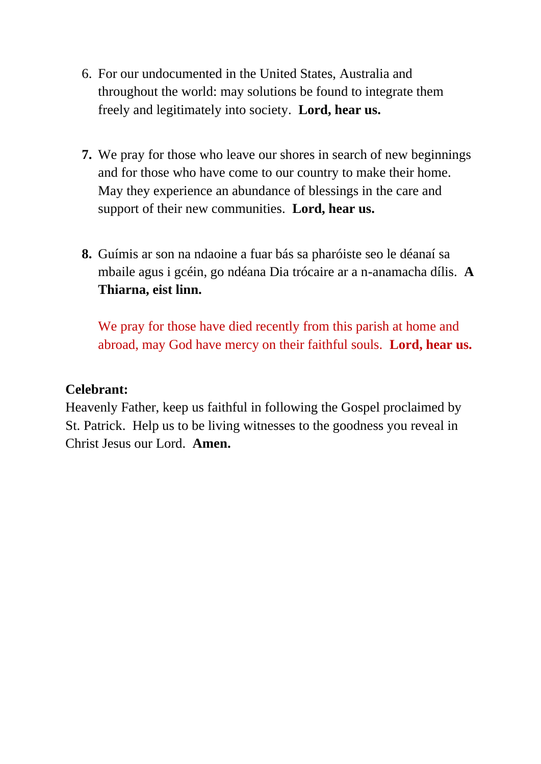6. For our undocumented in the United States, Australia and throughout the world: may solutions be found to integrate them freely and legitimately into society. **Lord, hear us.**

7. We pray for those who leave our shores in search of new beginnings and for those who have come to our country to make their home. May they experience an abundance of blessings in the care and support of their new communities. **Lord, hear us.**

8. Guímis ar son na ndaoine a fuar bás sa pharóiste seo le déanaí sa mbaile agus i gcéin, go ndéana Dia trócaire ar a n-anamacha dílis. **A Thiarna, eist linn.**

   We pray for those have died recently from this parish at home and abroad, may God have mercy on their faithful souls. **Lord, hear us.**

**Celebrant:**
Heavenly Father, keep us faithful in following the Gospel proclaimed by St. Patrick. Help us to be living witnesses to the goodness you reveal in Christ Jesus our Lord. **Amen.**